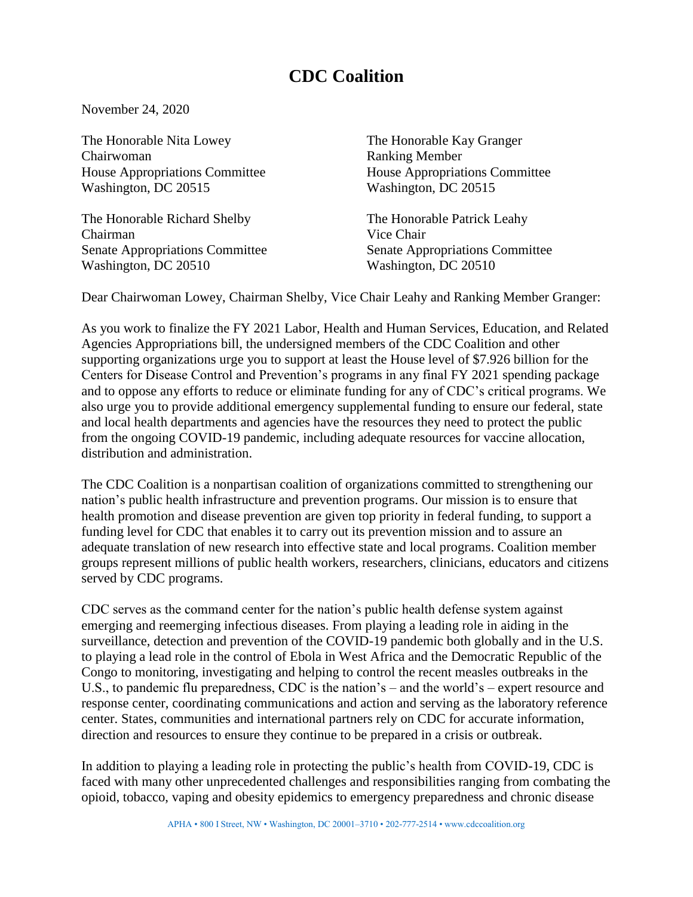# CDC Coalition

November 24, 2020

The Honorable Nita Lowey
Chairwoman
House Appropriations Committee
Washington, DC 20515

The Honorable Kay Granger
Ranking Member
House Appropriations Committee
Washington, DC 20515

The Honorable Richard Shelby
Chairman
Senate Appropriations Committee
Washington, DC 20510

The Honorable Patrick Leahy
Vice Chair
Senate Appropriations Committee
Washington, DC 20510

Dear Chairwoman Lowey, Chairman Shelby, Vice Chair Leahy and Ranking Member Granger:

As you work to finalize the FY 2021 Labor, Health and Human Services, Education, and Related Agencies Appropriations bill, the undersigned members of the CDC Coalition and other supporting organizations urge you to support at least the House level of $7.926 billion for the Centers for Disease Control and Prevention's programs in any final FY 2021 spending package and to oppose any efforts to reduce or eliminate funding for any of CDC's critical programs. We also urge you to provide additional emergency supplemental funding to ensure our federal, state and local health departments and agencies have the resources they need to protect the public from the ongoing COVID-19 pandemic, including adequate resources for vaccine allocation, distribution and administration.

The CDC Coalition is a nonpartisan coalition of organizations committed to strengthening our nation's public health infrastructure and prevention programs. Our mission is to ensure that health promotion and disease prevention are given top priority in federal funding, to support a funding level for CDC that enables it to carry out its prevention mission and to assure an adequate translation of new research into effective state and local programs. Coalition member groups represent millions of public health workers, researchers, clinicians, educators and citizens served by CDC programs.

CDC serves as the command center for the nation's public health defense system against emerging and reemerging infectious diseases. From playing a leading role in aiding in the surveillance, detection and prevention of the COVID-19 pandemic both globally and in the U.S. to playing a lead role in the control of Ebola in West Africa and the Democratic Republic of the Congo to monitoring, investigating and helping to control the recent measles outbreaks in the U.S., to pandemic flu preparedness, CDC is the nation's – and the world's – expert resource and response center, coordinating communications and action and serving as the laboratory reference center. States, communities and international partners rely on CDC for accurate information, direction and resources to ensure they continue to be prepared in a crisis or outbreak.

In addition to playing a leading role in protecting the public's health from COVID-19, CDC is faced with many other unprecedented challenges and responsibilities ranging from combating the opioid, tobacco, vaping and obesity epidemics to emergency preparedness and chronic disease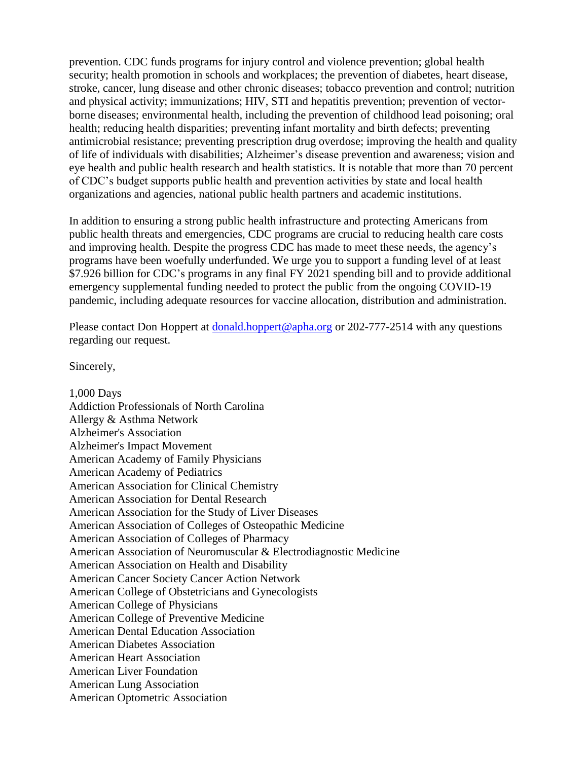prevention. CDC funds programs for injury control and violence prevention; global health security; health promotion in schools and workplaces; the prevention of diabetes, heart disease, stroke, cancer, lung disease and other chronic diseases; tobacco prevention and control; nutrition and physical activity; immunizations; HIV, STI and hepatitis prevention; prevention of vector-borne diseases; environmental health, including the prevention of childhood lead poisoning; oral health; reducing health disparities; preventing infant mortality and birth defects; preventing antimicrobial resistance; preventing prescription drug overdose; improving the health and quality of life of individuals with disabilities; Alzheimer's disease prevention and awareness; vision and eye health and public health research and health statistics. It is notable that more than 70 percent of CDC's budget supports public health and prevention activities by state and local health organizations and agencies, national public health partners and academic institutions.

In addition to ensuring a strong public health infrastructure and protecting Americans from public health threats and emergencies, CDC programs are crucial to reducing health care costs and improving health. Despite the progress CDC has made to meet these needs, the agency's programs have been woefully underfunded. We urge you to support a funding level of at least $7.926 billion for CDC's programs in any final FY 2021 spending bill and to provide additional emergency supplemental funding needed to protect the public from the ongoing COVID-19 pandemic, including adequate resources for vaccine allocation, distribution and administration.

Please contact Don Hoppert at [donald.hoppert@apha.org](mailto:donald.hoppert@apha.org) or 202-777-2514 with any questions regarding our request.

Sincerely,

1,000 Days
Addiction Professionals of North Carolina
Allergy & Asthma Network
Alzheimer's Association
Alzheimer's Impact Movement
American Academy of Family Physicians
American Academy of Pediatrics
American Association for Clinical Chemistry
American Association for Dental Research
American Association for the Study of Liver Diseases
American Association of Colleges of Osteopathic Medicine
American Association of Colleges of Pharmacy
American Association of Neuromuscular & Electrodiagnostic Medicine
American Association on Health and Disability
American Cancer Society Cancer Action Network
American College of Obstetricians and Gynecologists
American College of Physicians
American College of Preventive Medicine
American Dental Education Association
American Diabetes Association
American Heart Association
American Liver Foundation
American Lung Association
American Optometric Association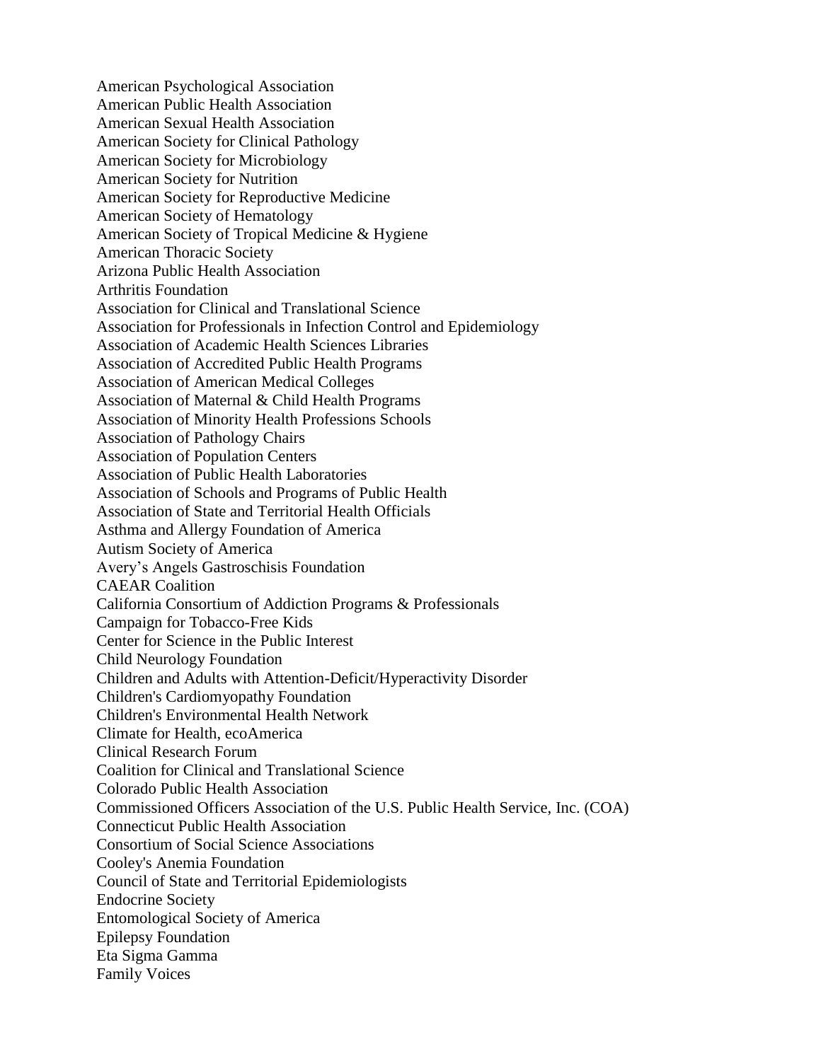American Psychological Association
American Public Health Association
American Sexual Health Association
American Society for Clinical Pathology
American Society for Microbiology
American Society for Nutrition
American Society for Reproductive Medicine
American Society of Hematology
American Society of Tropical Medicine & Hygiene
American Thoracic Society
Arizona Public Health Association
Arthritis Foundation
Association for Clinical and Translational Science
Association for Professionals in Infection Control and Epidemiology
Association of Academic Health Sciences Libraries
Association of Accredited Public Health Programs
Association of American Medical Colleges
Association of Maternal & Child Health Programs
Association of Minority Health Professions Schools
Association of Pathology Chairs
Association of Population Centers
Association of Public Health Laboratories
Association of Schools and Programs of Public Health
Association of State and Territorial Health Officials
Asthma and Allergy Foundation of America
Autism Society of America
Avery's Angels Gastroschisis Foundation
CAEAR Coalition
California Consortium of Addiction Programs & Professionals
Campaign for Tobacco-Free Kids
Center for Science in the Public Interest
Child Neurology Foundation
Children and Adults with Attention-Deficit/Hyperactivity Disorder
Children's Cardiomyopathy Foundation
Children's Environmental Health Network
Climate for Health, ecoAmerica
Clinical Research Forum
Coalition for Clinical and Translational Science
Colorado Public Health Association
Commissioned Officers Association of the U.S. Public Health Service, Inc. (COA)
Connecticut Public Health Association
Consortium of Social Science Associations
Cooley's Anemia Foundation
Council of State and Territorial Epidemiologists
Endocrine Society
Entomological Society of America
Epilepsy Foundation
Eta Sigma Gamma
Family Voices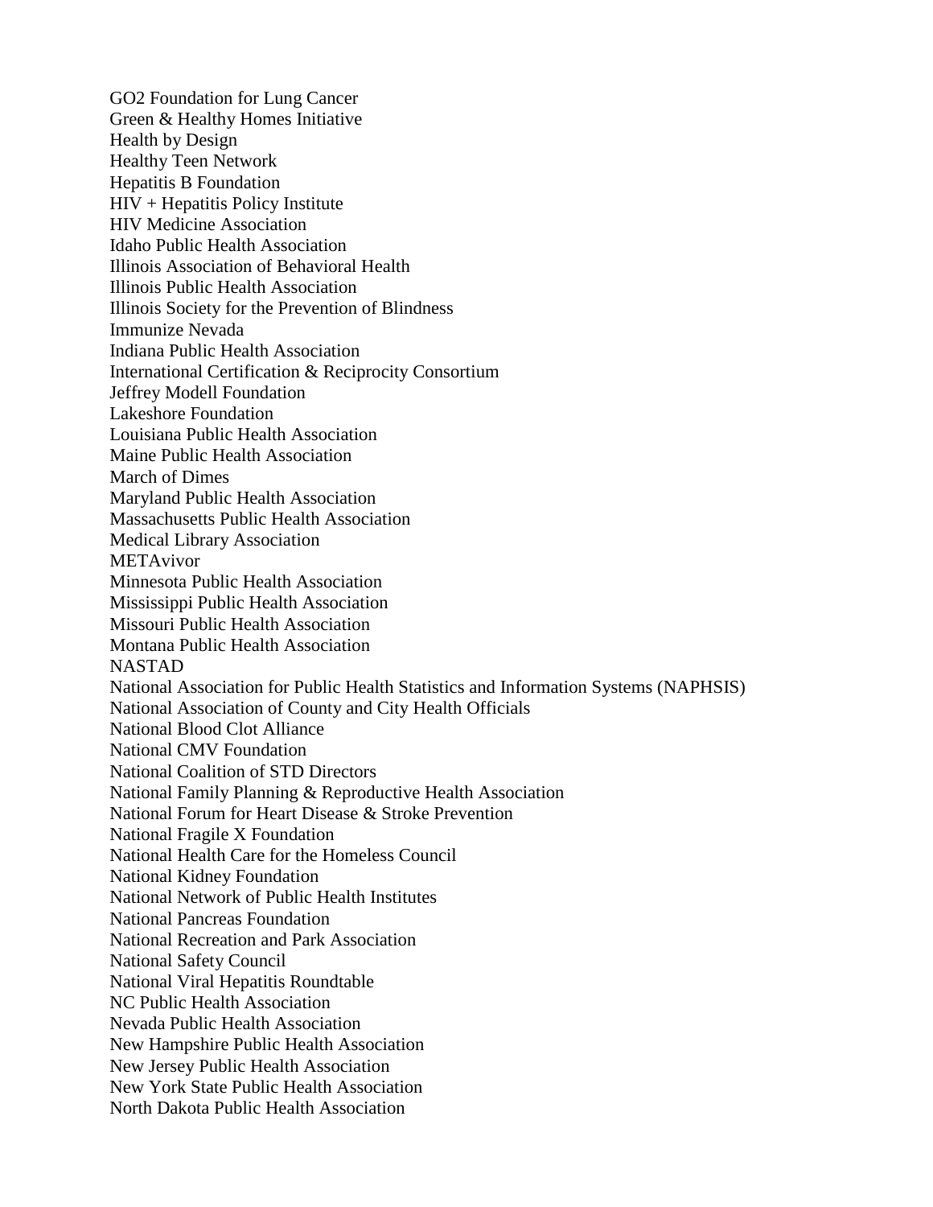GO2 Foundation for Lung Cancer
Green & Healthy Homes Initiative
Health by Design
Healthy Teen Network
Hepatitis B Foundation
HIV + Hepatitis Policy Institute
HIV Medicine Association
Idaho Public Health Association
Illinois Association of Behavioral Health
Illinois Public Health Association
Illinois Society for the Prevention of Blindness
Immunize Nevada
Indiana Public Health Association
International Certification & Reciprocity Consortium
Jeffrey Modell Foundation
Lakeshore Foundation
Louisiana Public Health Association
Maine Public Health Association
March of Dimes
Maryland Public Health Association
Massachusetts Public Health Association
Medical Library Association
METAvivor
Minnesota Public Health Association
Mississippi Public Health Association
Missouri Public Health Association
Montana Public Health Association
NASTAD
National Association for Public Health Statistics and Information Systems (NAPHSIS)
National Association of County and City Health Officials
National Blood Clot Alliance
National CMV Foundation
National Coalition of STD Directors
National Family Planning & Reproductive Health Association
National Forum for Heart Disease & Stroke Prevention
National Fragile X Foundation
National Health Care for the Homeless Council
National Kidney Foundation
National Network of Public Health Institutes
National Pancreas Foundation
National Recreation and Park Association
National Safety Council
National Viral Hepatitis Roundtable
NC Public Health Association
Nevada Public Health Association
New Hampshire Public Health Association
New Jersey Public Health Association
New York State Public Health Association
North Dakota Public Health Association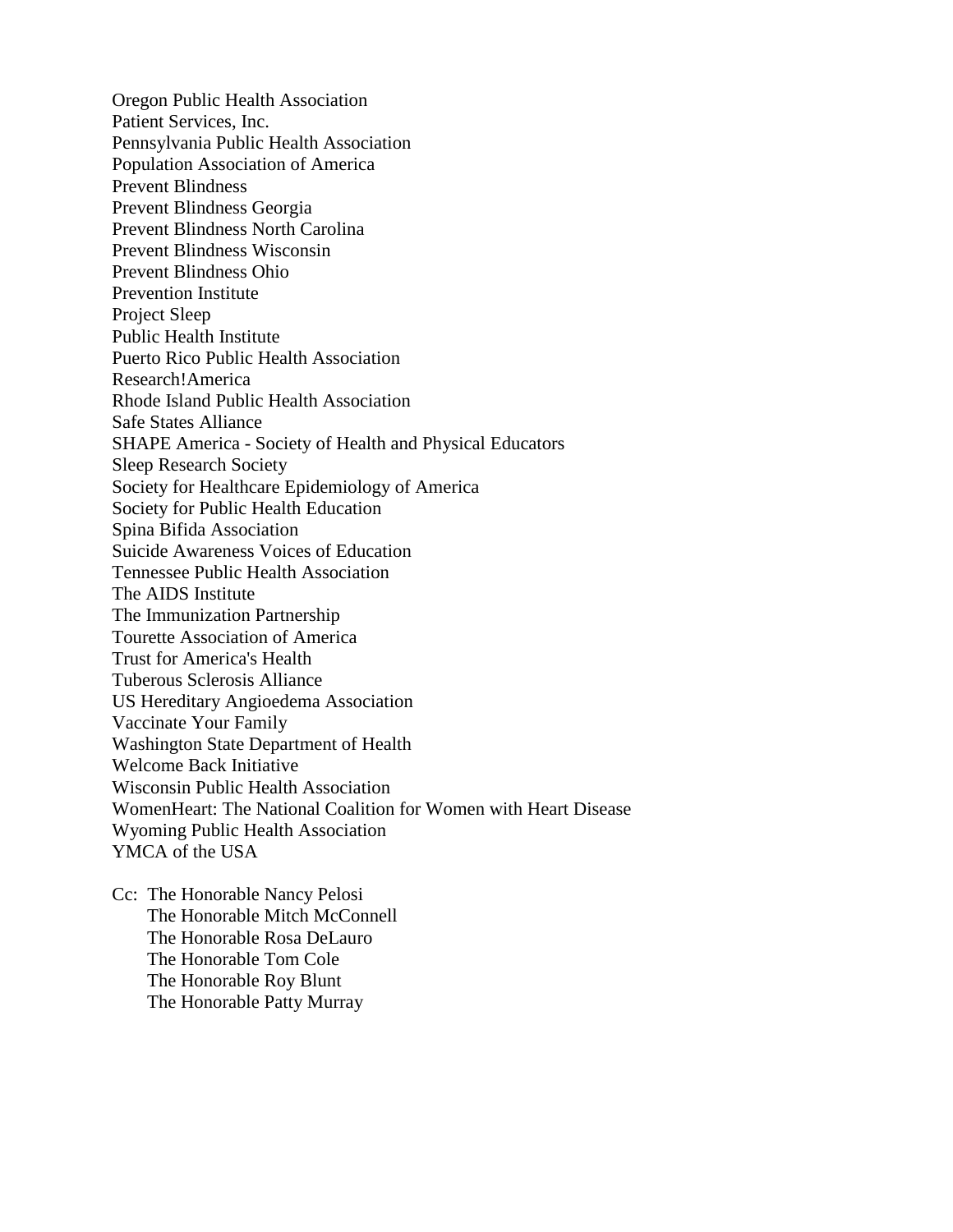Oregon Public Health Association
Patient Services, Inc.
Pennsylvania Public Health Association
Population Association of America
Prevent Blindness
Prevent Blindness Georgia
Prevent Blindness North Carolina
Prevent Blindness Wisconsin
Prevent Blindness Ohio
Prevention Institute
Project Sleep
Public Health Institute
Puerto Rico Public Health Association
Research!America
Rhode Island Public Health Association
Safe States Alliance
SHAPE America - Society of Health and Physical Educators
Sleep Research Society
Society for Healthcare Epidemiology of America
Society for Public Health Education
Spina Bifida Association
Suicide Awareness Voices of Education
Tennessee Public Health Association
The AIDS Institute
The Immunization Partnership
Tourette Association of America
Trust for America's Health
Tuberous Sclerosis Alliance
US Hereditary Angioedema Association
Vaccinate Your Family
Washington State Department of Health
Welcome Back Initiative
Wisconsin Public Health Association
WomenHeart: The National Coalition for Women with Heart Disease
Wyoming Public Health Association
YMCA of the USA

Cc: The Honorable Nancy Pelosi
The Honorable Mitch McConnell
The Honorable Rosa DeLauro
The Honorable Tom Cole
The Honorable Roy Blunt
The Honorable Patty Murray